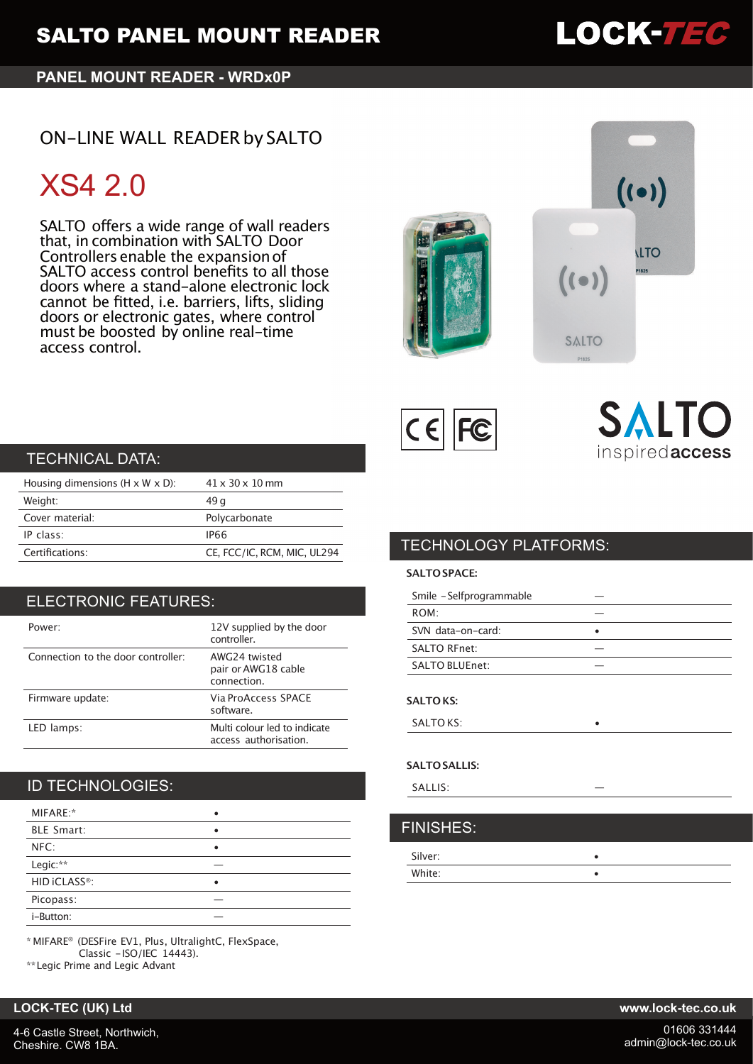# SALTO PANEL MOUNT READER

**PANEL MOUNT READER - WRDx0P**

## ON-LINE WALL READER by SALTO

# XS4 2.0

SALTO offers a wide range of wall readers that, in combination with SALTO Door Controllers enable the expansion of SALTO access control benefits to all those doors where a stand-alone electronic lock cannot be fitted, i.e. barriers, lifts, sliding doors or electronic gates, where control must be boosted by online real-time access control.

## TECHNICAL DATA:

| | |
|---|---|
| Housing dimensions (H x W x D): | 41 x 30 x 10 mm |
| Weight: | 49 g |
| Cover material: | Polycarbonate |
| IP class: | IP66 |
| Certifications: | CE, FCC/IC, RCM, MIC, UL294 |

## ELECTRONIC FEATURES:

| | |
|---|---|
| Power: | 12V supplied by the door controller. |
| Connection to the door controller: | AWG24 twisted pair or AWG18 cable connection. |
| Firmware update: | Via ProAccess SPACE software. |
| LED lamps: | Multi colour led to indicate access authorisation. |

## ID TECHNOLOGIES:

| | |
|---|---|
| MIFARE:* | • |
| BLE Smart: | • |
| NFC: | • |
| Legic:** | — |
| HID iCLASS®: | • |
| Picopass: | — |
| i-Button: | — |

* MIFARE® (DESFire EV1, Plus, UltralightC, FlexSpace, Classic - ISO/IEC 14443).
** Legic Prime and Legic Advant

## TECHNOLOGY PLATFORMS:

**SALTO SPACE:**

| | |
|---|---|
| Smile - Selfprogrammable | — |
| ROM: | — |
| SVN data-on-card: | • |
| SALTO RFnet: | — |
| SALTO BLUEnet: | — |

**SALTO KS:**

| | |
|---|---|
| SALTO KS: | • |

**SALTO SALLIS:**

| | |
|---|---|
| SALLIS: | — |

## FINISHES:

| | |
|---|---|
| Silver: | • |
| White: | • |

**LOCK-TEC (UK) Ltd**
4-6 Castle Street, Northwich,
Cheshire. CW8 1BA.

**www.lock-tec.co.uk**
01606 331444
admin@lock-tec.co.uk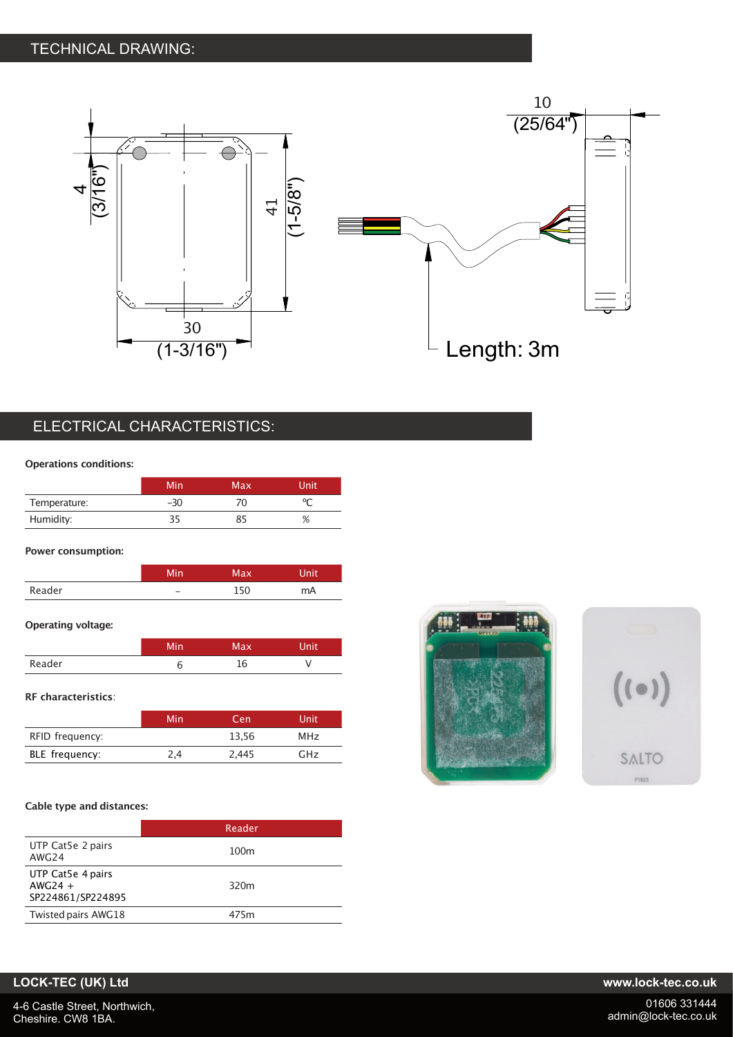## TECHNICAL DRAWING:

4
(3/16")

41
(1-5/8")

30
(1-3/16")

10
(25/64")

Length: 3m

## ELECTRICAL CHARACTERISTICS:

**Operations conditions:**

| | Min | Max | Unit |
|---|---|---|---|
| Temperature: | -30 | 70 | ºC |
| Humidity: | 35 | 85 | % |

**Power consumption:**

| | Min | Max | Unit |
|---|---|---|---|
| Reader | – | 150 | mA |

**Operating voltage:**

| | Min | Max | Unit |
|---|---|---|---|
| Reader | 6 | 16 | V |

**RF characteristics**:

| | Min | Cen | Unit |
|---|---|---|---|
| RFID frequency: | | 13,56 | MHz |
| BLE frequency: | 2,4 | 2,445 | GHz |

**Cable type and distances:**

| | Reader |
|---|---|
| UTP Cat5e 2 pairs AWG24 | 100m |
| UTP Cat5e 4 pairs AWG24 + SP224861/SP224895 | 320m |
| Twisted pairs AWG18 | 475m |

**LOCK-TEC (UK) Ltd**

4-6 Castle Street, Northwich,
Cheshire. CW8 1BA.

www.lock-tec.co.uk

01606 331444
admin@lock-tec.co.uk